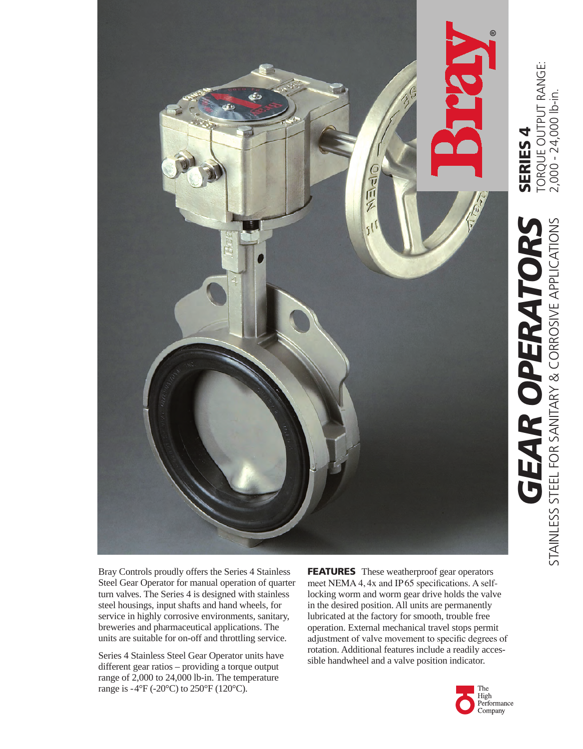# GEAR OPERATORS

## SERIES 4

TORQUE OUTPUT RANGE:
2,000 - 24,000 lb-in.

STAINLESS STEEL FOR SANITARY & CORROSIVE APPLICATIONS

Bray Controls proudly offers the Series 4 Stainless Steel Gear Operator for manual operation of quarter turn valves. The Series 4 is designed with stainless steel housings, input shafts and hand wheels, for service in highly corrosive environments, sanitary, breweries and pharmaceutical applications. The units are suitable for on-off and throttling service.

Series 4 Stainless Steel Gear Operator units have different gear ratios – providing a torque output range of 2,000 to 24,000 lb-in. The temperature range is -4°F (-20°C) to 250°F (120°C).

**FEATURES** These weatherproof gear operators meet NEMA 4, 4x and IP 65 specifications. A self-locking worm and worm gear drive holds the valve in the desired position. All units are permanently lubricated at the factory for smooth, trouble free operation. External mechanical travel stops permit adjustment of valve movement to specific degrees of rotation. Additional features include a readily accessible handwheel and a valve position indicator.

The High Performance Company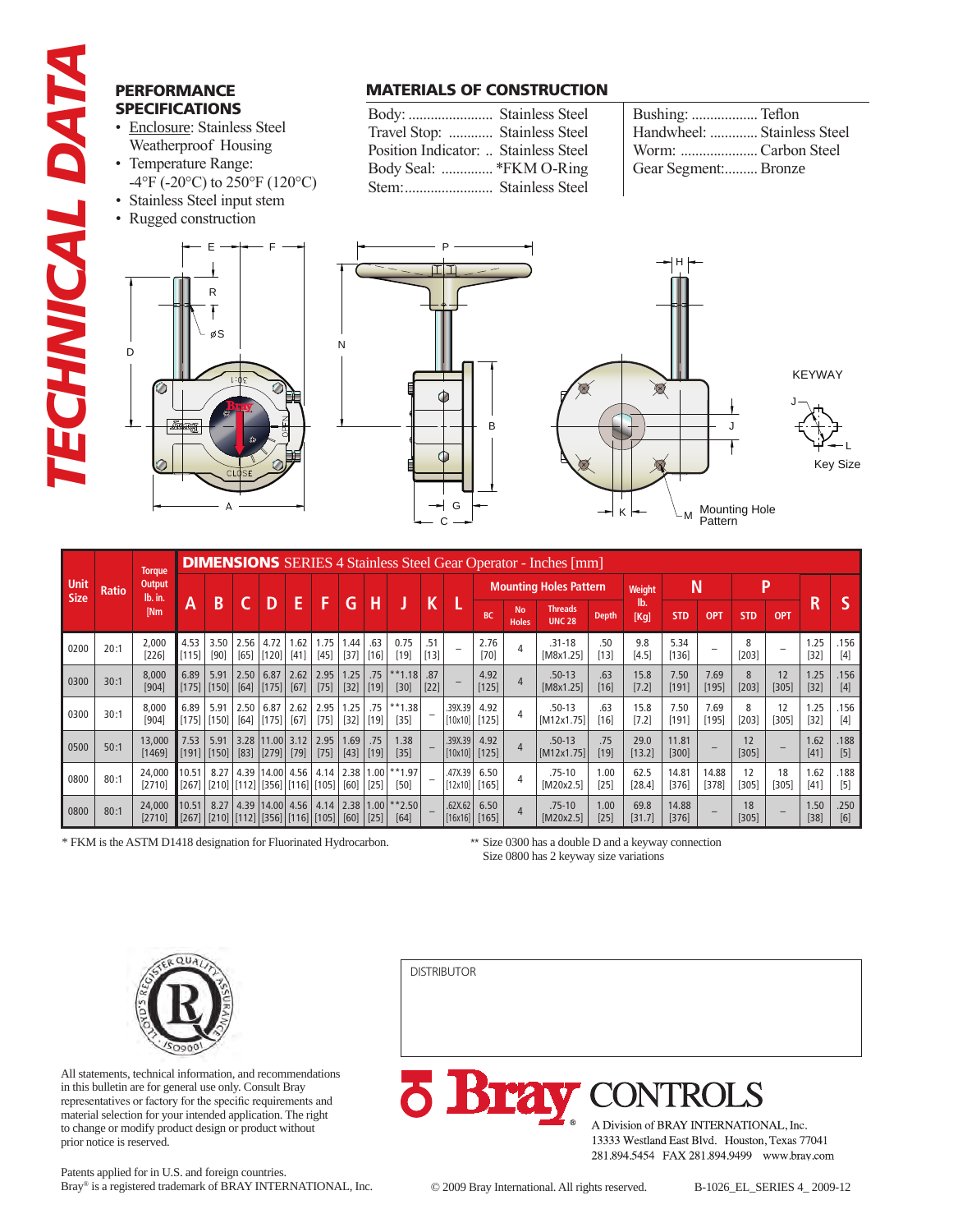# TECHNICAL DATA

## PERFORMANCE SPECIFICATIONS

- Enclosure: Stainless Steel Weatherproof Housing
- Temperature Range: -4°F (-20°C) to 250°F (120°C)
- Stainless Steel input stem
- Rugged construction

## MATERIALS OF CONSTRUCTION

Body: ........................ Stainless Steel
Travel Stop: ............ Stainless Steel
Position Indicator: .. Stainless Steel
Body Seal: .............. *FKM O-Ring
Stem:......................... Stainless Steel

Bushing: .................. Teflon
Handwheel: ............. Stainless Steel
Worm: ..................... Carbon Steel
Gear Segment:......... Bronze

E F R øS D A N P B G C H J K M Mounting Hole Pattern KEYWAY J L Key Size

## DIMENSIONS SERIES 4 Stainless Steel Gear Operator - Inches [mm]

| Unit Size | Ratio | Torque Output lb. in. [Nm | A | B | C | D | E | F | G | H | J | K | L | Mounting Holes Pattern | | | | Weight lb. [Kg] | N | | P | | R | S |
|---|---|---|---|---|---|---|---|---|---|---|---|---|---|---|---|---|---|---|---|---|---|---|---|---|
| | | | | | | | | | | | | | | BC | No Holes | Threads UNC 28 | Depth | | STD | OPT | STD | OPT | | |
| 0200 | 20:1 | 2,000 [226] | 4.53 [115] | 3.50 [90] | 2.56 [65] | 4.72 [120] | 1.62 [41] | 1.75 [45] | 1.44 [37] | .63 [16] | 0.75 [19] | .51 [13] | – | 2.76 [70] | 4 | .31-18 [M8x1.25] | .50 [13] | 9.8 [4.5] | 5.34 [136] | – | 8 [203] | – | 1.25 [32] | .156 [4] |
| 0300 | 30:1 | 8,000 [904] | 6.89 [175] | 5.91 [150] | 2.50 [64] | 6.87 [175] | 2.62 [67] | 2.95 [75] | 1.25 [32] | .75 [19] | **1.18 [30] | .87 [22] | – | 4.92 [125] | 4 | .50-13 [M8x1.25] | .63 [16] | 15.8 [7.2] | 7.50 [191] | 7.69 [195] | 8 [203] | 12 [305] | 1.25 [32] | .156 [4] |
| 0300 | 30:1 | 8,000 [904] | 6.89 [175] | 5.91 [150] | 2.50 [64] | 6.87 [175] | 2.62 [67] | 2.95 [75] | 1.25 [32] | .75 [19] | **1.38 [35] | – | .39X.39 [10x10] | 4.92 [125] | 4 | .50-13 [M12x1.75] | .63 [16] | 15.8 [7.2] | 7.50 [191] | 7.69 [195] | 8 [203] | 12 [305] | 1.25 [32] | .156 [4] |
| 0500 | 50:1 | 13,000 [1469] | 7.53 [191] | 5.91 [150] | 3.28 [83] | 11.00 [279] | 3.12 [79] | 2.95 [75] | 1.69 [43] | .75 [19] | 1.38 [35] | – | .39X.39 [10x10] | 4.92 [125] | 4 | .50-13 [M12x1.75] | .75 [19] | 29.0 [13.2] | 11.81 [300] | – | 12 [305] | – | 1.62 [41] | .188 [5] |
| 0800 | 80:1 | 24,000 [2710] | 10.51 [267] | 8.27 [210] | 4.39 [112] | 14.00 [356] | 4.56 [116] | 4.14 [105] | 2.38 [60] | 1.00 [25] | **1.97 [50] | – | .47X.39 [12x10] | 6.50 [165] | 4 | .75-10 [M20x2.5] | 1.00 [25] | 62.5 [28.4] | 14.81 [376] | 14.88 [378] | 12 [305] | 18 [305] | 1.62 [41] | .188 [5] |
| 0800 | 80:1 | 24,000 [2710] | 10.51 [267] | 8.27 [210] | 4.39 [112] | 14.00 [356] | 4.56 [116] | 4.14 [105] | 2.38 [60] | 1.00 [25] | **2.50 [64] | – | .62X.62 [16x16] | 6.50 [165] | 4 | .75-10 [M20x2.5] | 1.00 [25] | 69.8 [31.7] | 14.88 [376] | – | 18 [305] | – | 1.50 [38] | .250 [6] |

\* FKM is the ASTM D1418 designation for Fluorinated Hydrocarbon.

** Size 0300 has a double D and a keyway connection
Size 0800 has 2 keyway size variations

LLOYD'S REGISTER QUALITY ASSURANCE ISO9001

All statements, technical information, and recommendations in this bulletin are for general use only. Consult Bray representatives or factory for the specific requirements and material selection for your intended application. The right to change or modify product design or product without prior notice is reserved.

Patents applied for in U.S. and foreign countries.
Bray® is a registered trademark of BRAY INTERNATIONAL, Inc.

DISTRIBUTOR

Bray® CONTROLS
A Division of BRAY INTERNATIONAL, Inc.
13333 Westland East Blvd. Houston, Texas 77041
281.894.5454 FAX 281.894.9499 www.bray.com

© 2009 Bray International. All rights reserved.

B-1026_EL_SERIES 4_ 2009-12